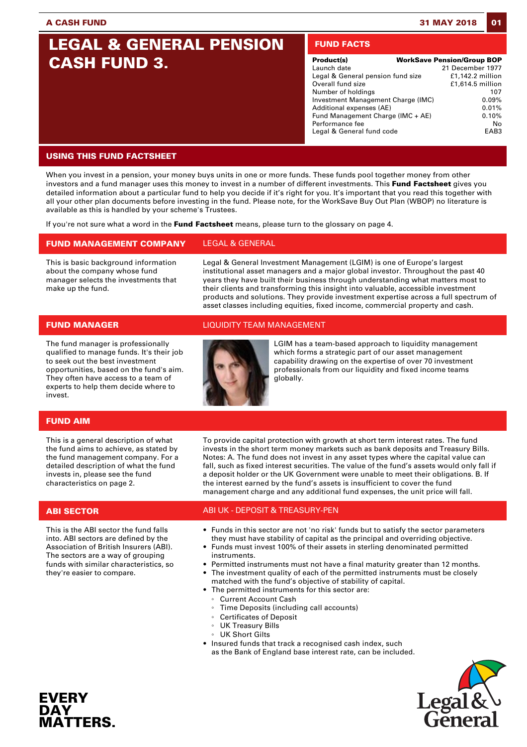A CASH FUND — 31 MAY 2018

# LEGAL & GENERAL PENSION CASH FUND 3.

## FUND FACTS

| Product(s) | WorkSave Pension/Group BOP |
|---|---|
| Launch date | 21 December 1977 |
| Legal & General pension fund size | £1,142.2 million |
| Overall fund size | £1,614.5 million |
| Number of holdings | 107 |
| Investment Management Charge (IMC) | 0.09% |
| Additional expenses (AE) | 0.01% |
| Fund Management Charge (IMC + AE) | 0.10% |
| Performance fee | No |
| Legal & General fund code | EAB3 |

## USING THIS FUND FACTSHEET

When you invest in a pension, your money buys units in one or more funds. These funds pool together money from other investors and a fund manager uses this money to invest in a number of different investments. This **Fund Factsheet** gives you detailed information about a particular fund to help you decide if it's right for you. It's important that you read this together with all your other plan documents before investing in the fund. Please note, for the WorkSave Buy Out Plan (WBOP) no literature is available as this is handled by your scheme's Trustees.

If you're not sure what a word in the **Fund Factsheet** means, please turn to the glossary on page 4.

## FUND MANAGEMENT COMPANY — LEGAL & GENERAL

This is basic background information about the company whose fund manager selects the investments that make up the fund.

Legal & General Investment Management (LGIM) is one of Europe's largest institutional asset managers and a major global investor. Throughout the past 40 years they have built their business through understanding what matters most to their clients and transforming this insight into valuable, accessible investment products and solutions. They provide investment expertise across a full spectrum of asset classes including equities, fixed income, commercial property and cash.

## FUND MANAGER — LIQUIDITY TEAM MANAGEMENT

The fund manager is professionally qualified to manage funds. It's their job to seek out the best investment opportunities, based on the fund's aim. They often have access to a team of experts to help them decide where to invest.

LGIM has a team-based approach to liquidity management which forms a strategic part of our asset management capability drawing on the expertise of over 70 investment professionals from our liquidity and fixed income teams globally.

## FUND AIM

This is a general description of what the fund aims to achieve, as stated by the fund management company. For a detailed description of what the fund invests in, please see the fund characteristics on page 2.

To provide capital protection with growth at short term interest rates. The fund invests in the short term money markets such as bank deposits and Treasury Bills. Notes: A. The fund does not invest in any asset types where the capital value can fall, such as fixed interest securities. The value of the fund's assets would only fall if a deposit holder or the UK Government were unable to meet their obligations. B. If the interest earned by the fund's assets is insufficient to cover the fund management charge and any additional fund expenses, the unit price will fall.

## ABI SECTOR — ABI UK - DEPOSIT & TREASURY-PEN

This is the ABI sector the fund falls into. ABI sectors are defined by the Association of British Insurers (ABI). The sectors are a way of grouping funds with similar characteristics, so they're easier to compare.

- Funds in this sector are not 'no risk' funds but to satisfy the sector parameters they must have stability of capital as the principal and overriding objective.
- Funds must invest 100% of their assets in sterling denominated permitted instruments.
- Permitted instruments must not have a final maturity greater than 12 months.
- The investment quality of each of the permitted instruments must be closely matched with the fund's objective of stability of capital.
- The permitted instruments for this sector are:
  - Current Account Cash
  - Time Deposits (including call accounts)
  - Certificates of Deposit
  - UK Treasury Bills
  - UK Short Gilts
- Insured funds that track a recognised cash index, such as the Bank of England base interest rate, can be included.

EVERY DAY MATTERS.

Legal & General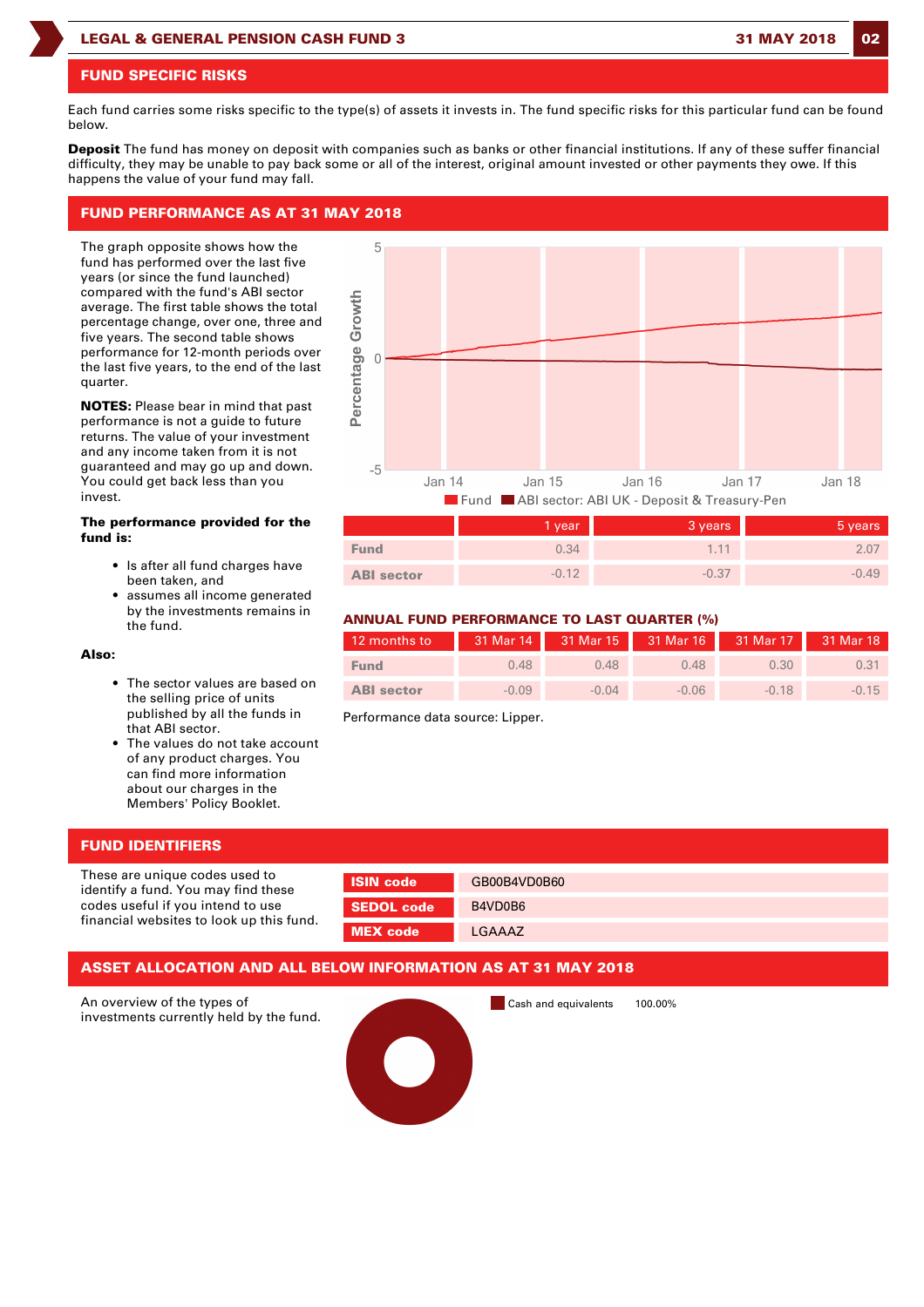## FUND SPECIFIC RISKS

Each fund carries some risks specific to the type(s) of assets it invests in. The fund specific risks for this particular fund can be found below.

**Deposit** The fund has money on deposit with companies such as banks or other financial institutions. If any of these suffer financial difficulty, they may be unable to pay back some or all of the interest, original amount invested or other payments they owe. If this happens the value of your fund may fall.

## FUND PERFORMANCE AS AT 31 MAY 2018

The graph opposite shows how the fund has performed over the last five years (or since the fund launched) compared with the fund's ABI sector average. The first table shows the total percentage change, over one, three and five years. The second table shows performance for 12-month periods over the last five years, to the end of the last quarter.

**NOTES:** Please bear in mind that past performance is not a guide to future returns. The value of your investment and any income taken from it is not guaranteed and may go up and down. You could get back less than you invest.

**The performance provided for the fund is:**

- Is after all fund charges have been taken, and
- assumes all income generated by the investments remains in the fund.

**Also:**

- The sector values are based on the selling price of units published by all the funds in that ABI sector.
- The values do not take account of any product charges. You can find more information about our charges in the Members' Policy Booklet.

Fund ■ ABI sector: ABI UK - Deposit & Treasury-Pen

| | 1 year | 3 years | 5 years |
|---|---|---|---|
| Fund | 0.34 | 1.11 | 2.07 |
| ABI sector | -0.12 | -0.37 | -0.49 |

### ANNUAL FUND PERFORMANCE TO LAST QUARTER (%)

| 12 months to | 31 Mar 14 | 31 Mar 15 | 31 Mar 16 | 31 Mar 17 | 31 Mar 18 |
|---|---|---|---|---|---|
| Fund | 0.48 | 0.48 | 0.48 | 0.30 | 0.31 |
| ABI sector | -0.09 | -0.04 | -0.06 | -0.18 | -0.15 |

Performance data source: Lipper.

## FUND IDENTIFIERS

These are unique codes used to identify a fund. You may find these codes useful if you intend to use financial websites to look up this fund.

| | |
|---|---|
| ISIN code | GB00B4VD0B60 |
| SEDOL code | B4VD0B6 |
| MEX code | LGAAAZ |

## ASSET ALLOCATION AND ALL BELOW INFORMATION AS AT 31 MAY 2018

An overview of the types of investments currently held by the fund.

| | |
|---|---|
| Cash and equivalents | 100.00% |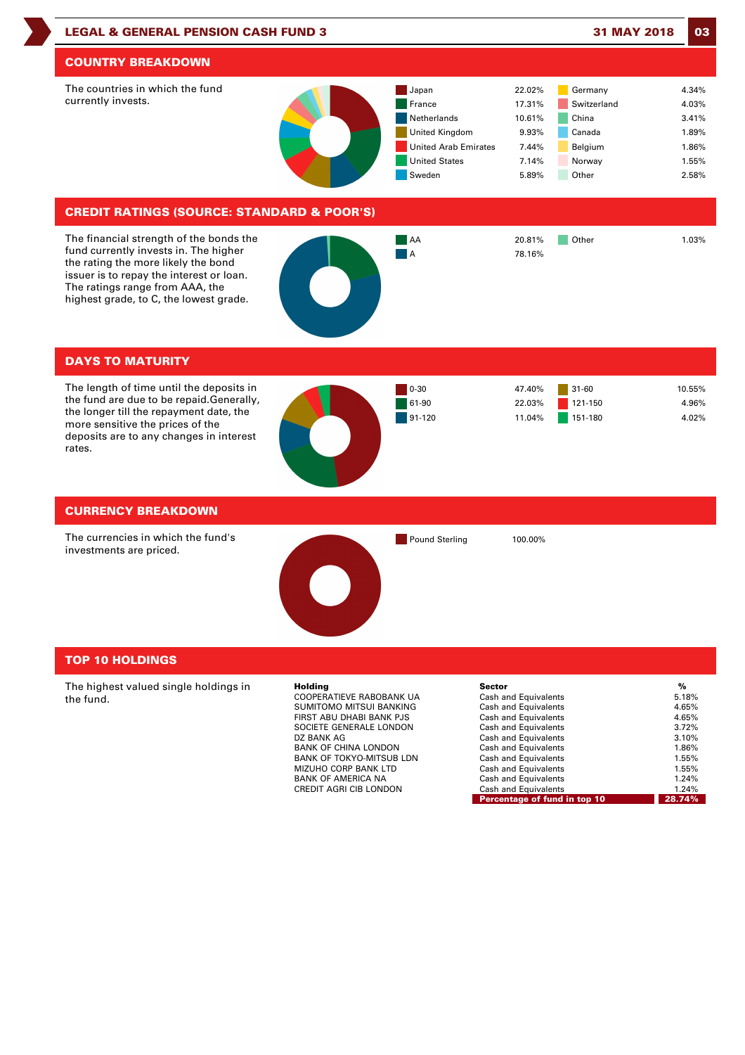## COUNTRY BREAKDOWN

The countries in which the fund currently invests.

| Country | % | Country | % |
|---|---|---|---|
| Japan | 22.02% | Germany | 4.34% |
| France | 17.31% | Switzerland | 4.03% |
| Netherlands | 10.61% | China | 3.41% |
| United Kingdom | 9.93% | Canada | 1.89% |
| United Arab Emirates | 7.44% | Belgium | 1.86% |
| United States | 7.14% | Norway | 1.55% |
| Sweden | 5.89% | Other | 2.58% |

## CREDIT RATINGS (SOURCE: STANDARD & POOR'S)

The financial strength of the bonds the fund currently invests in. The higher the rating the more likely the bond issuer is to repay the interest or loan. The ratings range from AAA, the highest grade, to C, the lowest grade.

| Rating | % | Rating | % |
|---|---|---|---|
| AA | 20.81% | Other | 1.03% |
| A | 78.16% | | |

## DAYS TO MATURITY

The length of time until the deposits in the fund are due to be repaid.Generally, the longer till the repayment date, the more sensitive the prices of the deposits are to any changes in interest rates.

| Days | % | Days | % |
|---|---|---|---|
| 0-30 | 47.40% | 31-60 | 10.55% |
| 61-90 | 22.03% | 121-150 | 4.96% |
| 91-120 | 11.04% | 151-180 | 4.02% |

## CURRENCY BREAKDOWN

The currencies in which the fund's investments are priced.

| Currency | % |
|---|---|
| Pound Sterling | 100.00% |

## TOP 10 HOLDINGS

The highest valued single holdings in the fund.

| Holding | Sector | % |
|---|---|---|
| COOPERATIEVE RABOBANK UA | Cash and Equivalents | 5.18% |
| SUMITOMO MITSUI BANKING | Cash and Equivalents | 4.65% |
| FIRST ABU DHABI BANK PJS | Cash and Equivalents | 4.65% |
| SOCIETE GENERALE LONDON | Cash and Equivalents | 3.72% |
| DZ BANK AG | Cash and Equivalents | 3.10% |
| BANK OF CHINA LONDON | Cash and Equivalents | 1.86% |
| BANK OF TOKYO-MITSUB LDN | Cash and Equivalents | 1.55% |
| MIZUHO CORP BANK LTD | Cash and Equivalents | 1.55% |
| BANK OF AMERICA NA | Cash and Equivalents | 1.24% |
| CREDIT AGRI CIB LONDON | Cash and Equivalents | 1.24% |
| | **Percentage of fund in top 10** | **28.74%** |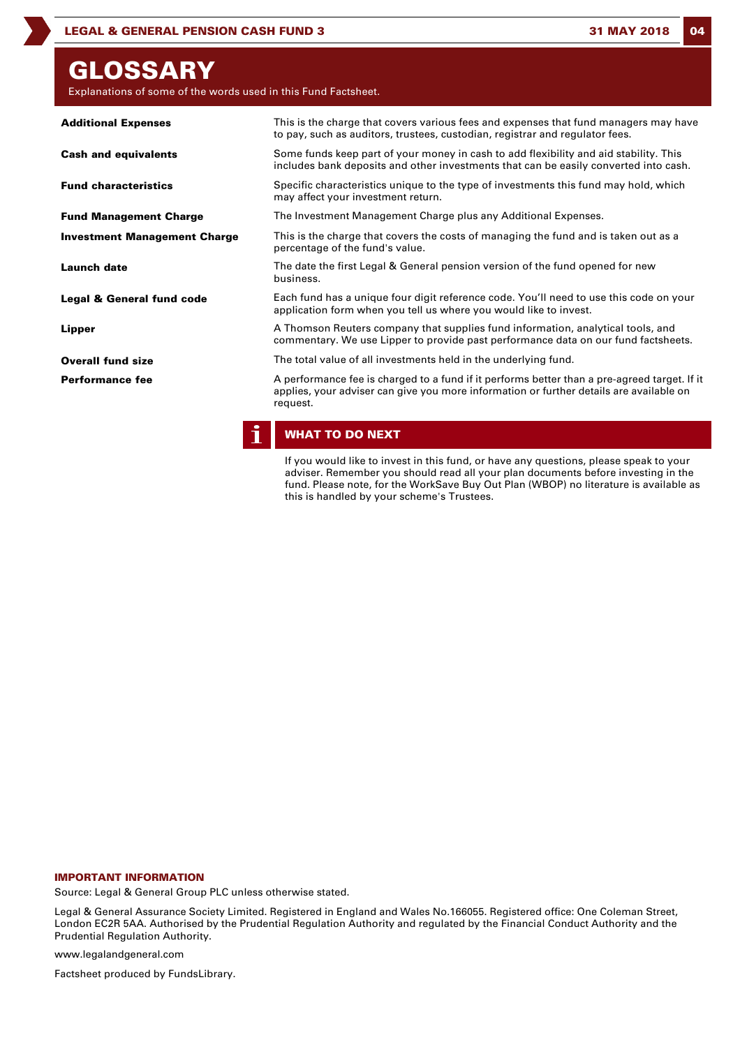# GLOSSARY

Explanations of some of the words used in this Fund Factsheet.

| | |
|---|---|
| **Additional Expenses** | This is the charge that covers various fees and expenses that fund managers may have to pay, such as auditors, trustees, custodian, registrar and regulator fees. |
| **Cash and equivalents** | Some funds keep part of your money in cash to add flexibility and aid stability. This includes bank deposits and other investments that can be easily converted into cash. |
| **Fund characteristics** | Specific characteristics unique to the type of investments this fund may hold, which may affect your investment return. |
| **Fund Management Charge** | The Investment Management Charge plus any Additional Expenses. |
| **Investment Management Charge** | This is the charge that covers the costs of managing the fund and is taken out as a percentage of the fund's value. |
| **Launch date** | The date the first Legal & General pension version of the fund opened for new business. |
| **Legal & General fund code** | Each fund has a unique four digit reference code. You'll need to use this code on your application form when you tell us where you would like to invest. |
| **Lipper** | A Thomson Reuters company that supplies fund information, analytical tools, and commentary. We use Lipper to provide past performance data on our fund factsheets. |
| **Overall fund size** | The total value of all investments held in the underlying fund. |
| **Performance fee** | A performance fee is charged to a fund if it performs better than a pre-agreed target. If it applies, your adviser can give you more information or further details are available on request. |

## WHAT TO DO NEXT

If you would like to invest in this fund, or have any questions, please speak to your adviser. Remember you should read all your plan documents before investing in the fund. Please note, for the WorkSave Buy Out Plan (WBOP) no literature is available as this is handled by your scheme's Trustees.

### IMPORTANT INFORMATION

Source: Legal & General Group PLC unless otherwise stated.

Legal & General Assurance Society Limited. Registered in England and Wales No.166055. Registered office: One Coleman Street, London EC2R 5AA. Authorised by the Prudential Regulation Authority and regulated by the Financial Conduct Authority and the Prudential Regulation Authority.

www.legalandgeneral.com

Factsheet produced by FundsLibrary.